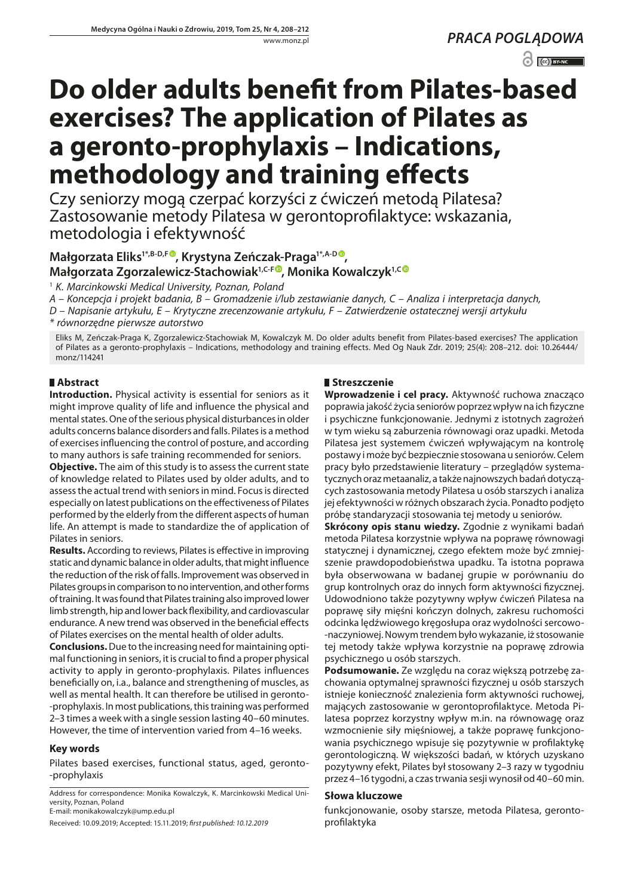PRACA POGLĄDOWA

# Do older adults benefit from Pilates-based exercises? The application of Pilates as a geronto-prophylaxis – Indications, methodology and training effects

Czy seniorzy mogą czerpać korzyści z ćwiczeń metodą Pilatesa? Zastosowanie metody Pilatesa w gerontoprofilaktyce: wskazania, metodologia i efektywność

**Małgorzata Eliks[1*,B-D,F], Krystyna Zeńczak-Praga[1*,A-D], Małgorzata Zgorzalewicz-Stachowiak[1,C-F], Monika Kowalczyk[1,C]**

[1] *K. Marcinkowski Medical University, Poznan, Poland*

*A – Koncepcja i projekt badania, B – Gromadzenie i/lub zestawianie danych, C – Analiza i interpretacja danych, D – Napisanie artykułu, E – Krytyczne zrecenzowanie artykułu, F – Zatwierdzenie ostatecznej wersji artykułu*

*\* równorzędne pierwsze autorstwo*

Eliks M, Zeńczak-Praga K, Zgorzalewicz-Stachowiak M, Kowalczyk M. Do older adults benefit from Pilates-based exercises? The application of Pilates as a geronto-prophylaxis – Indications, methodology and training effects. Med Og Nauk Zdr. 2019; 25(4): 208–212. doi: 10.26444/monz/114241

## Abstract

**Introduction.** Physical activity is essential for seniors as it might improve quality of life and influence the physical and mental states. One of the serious physical disturbances in older adults concerns balance disorders and falls. Pilates is a method of exercises influencing the control of posture, and according to many authors is safe training recommended for seniors.

**Objective.** The aim of this study is to assess the current state of knowledge related to Pilates used by older adults, and to assess the actual trend with seniors in mind. Focus is directed especially on latest publications on the effectiveness of Pilates performed by the elderly from the different aspects of human life. An attempt is made to standardize the of application of Pilates in seniors.

**Results.** According to reviews, Pilates is effective in improving static and dynamic balance in older adults, that might influence the reduction of the risk of falls. Improvement was observed in Pilates groups in comparison to no intervention, and other forms of training. It was found that Pilates training also improved lower limb strength, hip and lower back flexibility, and cardiovascular endurance. A new trend was observed in the beneficial effects of Pilates exercises on the mental health of older adults.

**Conclusions.** Due to the increasing need for maintaining optimal functioning in seniors, it is crucial to find a proper physical activity to apply in geronto-prophylaxis. Pilates influences beneficially on, i.a., balance and strengthening of muscles, as well as mental health. It can therefore be utilised in geronto-prophylaxis. In most publications, this training was performed 2–3 times a week with a single session lasting 40–60 minutes. However, the time of intervention varied from 4–16 weeks.

### Key words

Pilates based exercises, functional status, aged, geronto-prophylaxis

## Streszczenie

**Wprowadzenie i cel pracy.** Aktywność ruchowa znacząco poprawia jakość życia seniorów poprzez wpływ na ich fizyczne i psychiczne funkcjonowanie. Jednymi z istotnych zagrożeń w tym wieku są zaburzenia równowagi oraz upadki. Metoda Pilatesa jest systemem ćwiczeń wpływającym na kontrolę postawy i może być bezpiecznie stosowana u seniorów. Celem pracy było przedstawienie literatury – przeglądów systematycznych oraz metaanaliz, a także najnowszych badań dotyczących zastosowania metody Pilatesa u osób starszych i analiza jej efektywności w różnych obszarach życia. Ponadto podjęto próbę standaryzacji stosowania tej metody u seniorów.

**Skrócony opis stanu wiedzy.** Zgodnie z wynikami badań metoda Pilatesa korzystnie wpływa na poprawę równowagi statycznej i dynamicznej, czego efektem może być zmniejszenie prawdopodobieństwa upadku. Ta istotna poprawa była obserwowana w badanej grupie w porównaniu do grup kontrolnych oraz do innych form aktywności fizycznej. Udowodniono także pozytywny wpływ ćwiczeń Pilatesa na poprawę siły mięśni kończyn dolnych, zakresu ruchomości odcinka lędźwiowego kręgosłupa oraz wydolności sercowo-naczyniowej. Nowym trendem było wykazanie, iż stosowanie tej metody także wpływa korzystnie na poprawę zdrowia psychicznego u osób starszych.

**Podsumowanie.** Ze względu na coraz większą potrzebę zachowania optymalnej sprawności fizycznej u osób starszych istnieje konieczność znalezienia form aktywności ruchowej, mających zastosowanie w gerontoprofilaktyce. Metoda Pilatesa poprzez korzystny wpływ m.in. na równowagę oraz wzmocnienie siły mięśniowej, a także poprawę funkcjonowania psychicznego wpisuje się pozytywnie w profilaktykę gerontologiczną. W większości badań, w których uzyskano pozytywny efekt, Pilates był stosowany 2–3 razy w tygodniu przez 4–16 tygodni, a czas trwania sesji wynosił od 40–60 min.

### Słowa kluczowe

funkcjonowanie, osoby starsze, metoda Pilatesa, gerontoprofilaktyka

Address for correspondence: Monika Kowalczyk, K. Marcinkowski Medical University, Poznan, Poland
E-mail: monikakowalczyk@ump.edu.pl

Received: 10.09.2019; Accepted: 15.11.2019; *first published: 10.12.2019*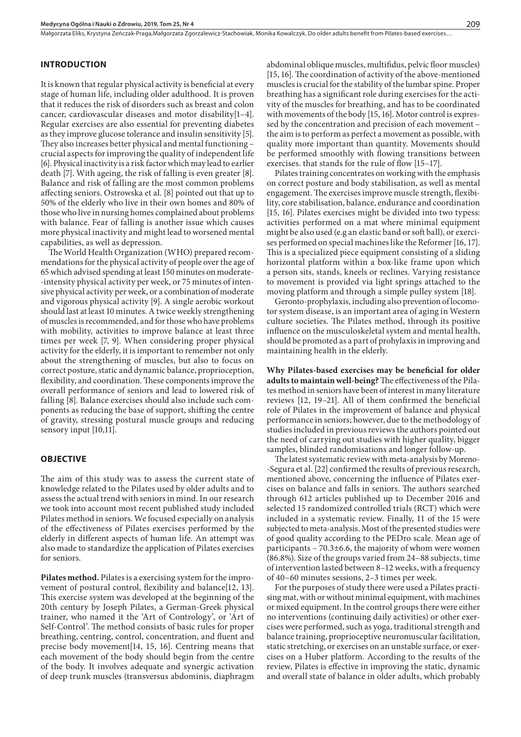## INTRODUCTION

It is known that regular physical activity is beneficial at every stage of human life, including older adulthood. It is proven that it reduces the risk of disorders such as breast and colon cancer, cardiovascular diseases and motor disability[1–4]. Regular exercises are also essential for preventing diabetes as they improve glucose tolerance and insulin sensitivity [5]. They also increases better physical and mental functioning – crucial aspects for improving the quality of independent life [6]. Physical inactivity is a risk factor which may lead to earlier death [7]. With ageing, the risk of falling is even greater [8]. Balance and risk of falling are the most common problems affecting seniors. Ostrowska et al. [8] pointed out that up to 50% of the elderly who live in their own homes and 80% of those who live in nursing homes complained about problems with balance. Fear of falling is another issue which causes more physical inactivity and might lead to worsened mental capabilities, as well as depression.

The World Health Organization (WHO) prepared recommendations for the physical activity of people over the age of 65 which advised spending at least 150 minutes on moderate-intensity physical activity per week, or 75 minutes of intensive physical activity per week, or a combination of moderate and vigorous physical activity [9]. A single aerobic workout should last at least 10 minutes. A twice weekly strengthening of muscles is recommended, and for those who have problems with mobility, activities to improve balance at least three times per week [7, 9]. When considering proper physical activity for the elderly, it is important to remember not only about the strengthening of muscles, but also to focus on correct posture, static and dynamic balance, proprioception, flexibility, and coordination. These components improve the overall performance of seniors and lead to lowered risk of falling [8]. Balance exercises should also include such components as reducing the base of support, shifting the centre of gravity, stressing postural muscle groups and reducing sensory input [10,11].

## OBJECTIVE

The aim of this study was to assess the current state of knowledge related to the Pilates used by older adults and to assess the actual trend with seniors in mind. In our research we took into account most recent published study included Pilates method in seniors. We focused especially on analysis of the effectiveness of Pilates exercises performed by the elderly in different aspects of human life. An attempt was also made to standardize the application of Pilates exercises for seniors.

**Pilates method.** Pilates is a exercising system for the improvement of postural control, flexibility and balance[12, 13]. This exercise system was developed at the beginning of the 20th century by Joseph Pilates, a German-Greek physical trainer, who named it the 'Art of Contrology', or 'Art of Self-Control'. The method consists of basic rules for proper breathing, centring, control, concentration, and fluent and precise body movement[14, 15, 16]. Centring means that each movement of the body should begin from the centre of the body. It involves adequate and synergic activation of deep trunk muscles (transversus abdominis, diaphragm abdominal oblique muscles, multifidus, pelvic floor muscles) [15, 16]. The coordination of activity of the above-mentioned muscles is crucial for the stability of the lumbar spine. Proper breathing has a significant role during exercises for the activity of the muscles for breathing, and has to be coordinated with movements of the body [15, 16]. Motor control is expressed by the concentration and precision of each movement – the aim is to perform as perfect a movement as possible, with quality more important than quantity. Movements should be performed smoothly with flowing transitions between exercises. that stands for the rule of flow [15–17].

Pilates training concentrates on working with the emphasis on correct posture and body stabilisation, as well as mental engagement. The exercises improve muscle strength, flexibility, core stabilisation, balance, endurance and coordination [15, 16]. Pilates exercises might be divided into two typess: activities performed on a mat where minimal equipment might be also used (e.g an elastic band or soft ball), or exercises performed on special machines like the Reformer [16, 17]. This is a specialized piece equipment consisting of a sliding horizontal platform within a box-like frame upon which a person sits, stands, kneels or reclines. Varying resistance to movement is provided via light springs attached to the moving platform and through a simple pulley system [18].

Geronto-prophylaxis, including also prevention of locomotor system disease, is an important area of aging in Western culture societies. The Pilates method, through its positive influence on the musculoskeletal system and mental health, should be promoted as a part of prohylaxis in improving and maintaining health in the elderly.

**Why Pilates-based exercises may be beneficial for older adults to maintain well-being?** The effectiveness of the Pilates method in seniors have been of interest in many literature reviews [12, 19–21]. All of them confirmed the beneficial role of Pilates in the improvement of balance and physical performance in seniors; however, due to the methodology of studies included in previous reviews the authors pointed out the need of carrying out studies with higher quality, bigger samples, blinded randomisations and longer follow-up.

The latest systematic review with meta-analysis by Moreno-Segura et al. [22] confirmed the results of previous research, mentioned above, concerning the influence of Pilates exercises on balance and falls in seniors. The authors searched through 612 articles published up to December 2016 and selected 15 randomized controlled trials (RCT) which were included in a systematic review. Finally, 11 of the 15 were subjected to meta-analysis. Most of the presented studies were of good quality according to the PEDro scale. Mean age of participants – 70.3±6.6, the majority of whom were women (86.8%). Size of the groups varied from 24–88 subjects, time of intervention lasted between 8–12 weeks, with a frequency of 40–60 minutes sessions, 2–3 times per week.

For the purposes of study there were used a Pilates practising mat, with or without minimal equipment, with machines or mixed equipment. In the control groups there were either no interventions (continuing daily activities) or other exercises were performed, such as yoga, traditional strength and balance training, proprioceptive neuromuscular facilitation, static stretching, or exercises on an unstable surface, or exercises on a Huber platform. According to the results of the review, Pilates is effective in improving the static, dynamic and overall state of balance in older adults, which probably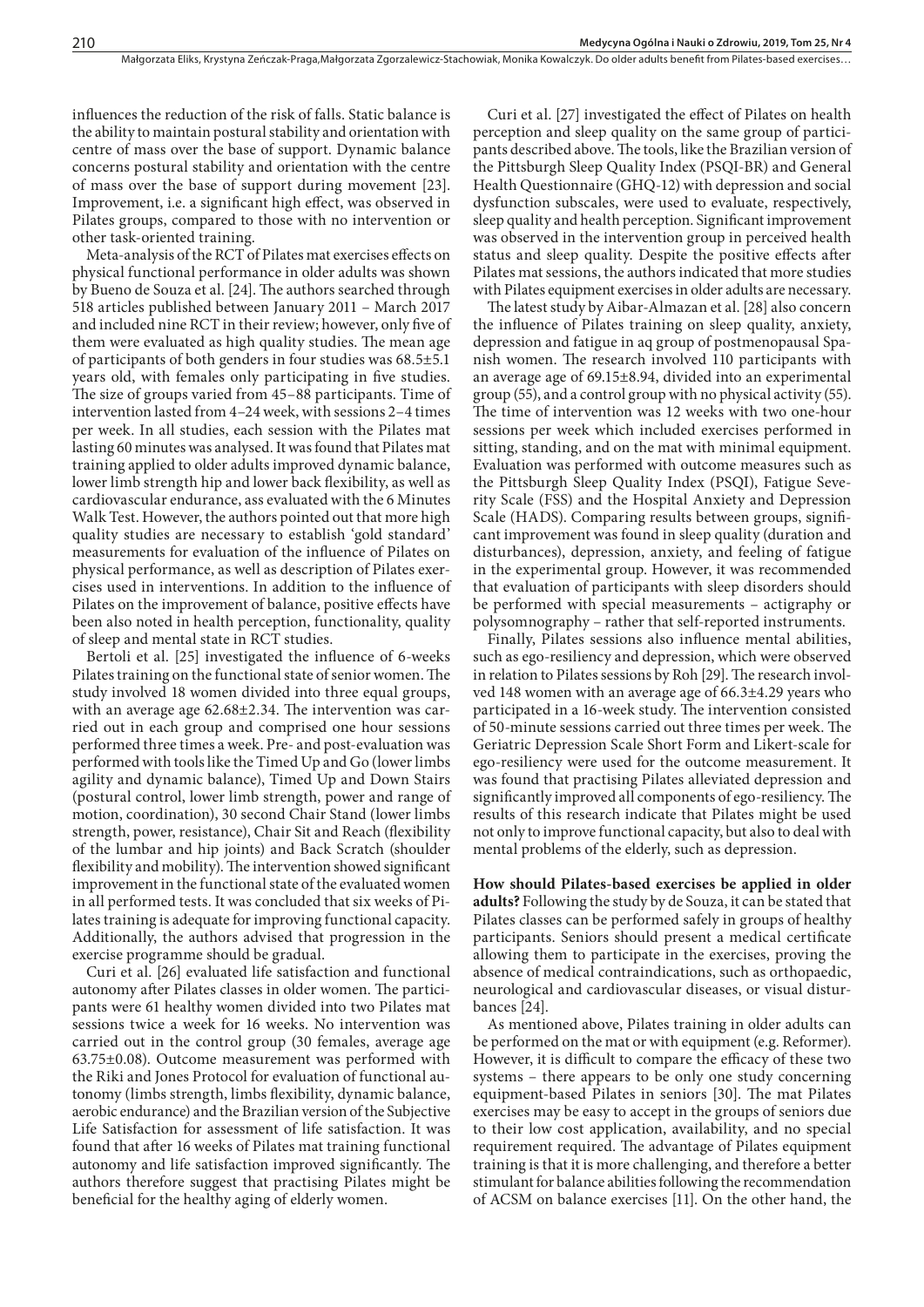influences the reduction of the risk of falls. Static balance is the ability to maintain postural stability and orientation with centre of mass over the base of support. Dynamic balance concerns postural stability and orientation with the centre of mass over the base of support during movement [23]. Improvement, i.e. a significant high effect, was observed in Pilates groups, compared to those with no intervention or other task-oriented training.

Meta-analysis of the RCT of Pilates mat exercises effects on physical functional performance in older adults was shown by Bueno de Souza et al. [24]. The authors searched through 518 articles published between January 2011 – March 2017 and included nine RCT in their review; however, only five of them were evaluated as high quality studies. The mean age of participants of both genders in four studies was 68.5±5.1 years old, with females only participating in five studies. The size of groups varied from 45–88 participants. Time of intervention lasted from 4–24 week, with sessions 2–4 times per week. In all studies, each session with the Pilates mat lasting 60 minutes was analysed. It was found that Pilates mat training applied to older adults improved dynamic balance, lower limb strength hip and lower back flexibility, as well as cardiovascular endurance, ass evaluated with the 6 Minutes Walk Test. However, the authors pointed out that more high quality studies are necessary to establish 'gold standard' measurements for evaluation of the influence of Pilates on physical performance, as well as description of Pilates exercises used in interventions. In addition to the influence of Pilates on the improvement of balance, positive effects have been also noted in health perception, functionality, quality of sleep and mental state in RCT studies.

Bertoli et al. [25] investigated the influence of 6-weeks Pilates training on the functional state of senior women. The study involved 18 women divided into three equal groups, with an average age 62.68±2.34. The intervention was carried out in each group and comprised one hour sessions performed three times a week. Pre- and post-evaluation was performed with tools like the Timed Up and Go (lower limbs agility and dynamic balance), Timed Up and Down Stairs (postural control, lower limb strength, power and range of motion, coordination), 30 second Chair Stand (lower limbs strength, power, resistance), Chair Sit and Reach (flexibility of the lumbar and hip joints) and Back Scratch (shoulder flexibility and mobility). The intervention showed significant improvement in the functional state of the evaluated women in all performed tests. It was concluded that six weeks of Pilates training is adequate for improving functional capacity. Additionally, the authors advised that progression in the exercise programme should be gradual.

Curi et al. [26] evaluated life satisfaction and functional autonomy after Pilates classes in older women. The participants were 61 healthy women divided into two Pilates mat sessions twice a week for 16 weeks. No intervention was carried out in the control group (30 females, average age 63.75±0.08). Outcome measurement was performed with the Riki and Jones Protocol for evaluation of functional autonomy (limbs strength, limbs flexibility, dynamic balance, aerobic endurance) and the Brazilian version of the Subjective Life Satisfaction for assessment of life satisfaction. It was found that after 16 weeks of Pilates mat training functional autonomy and life satisfaction improved significantly. The authors therefore suggest that practising Pilates might be beneficial for the healthy aging of elderly women.

Curi et al. [27] investigated the effect of Pilates on health perception and sleep quality on the same group of participants described above. The tools, like the Brazilian version of the Pittsburgh Sleep Quality Index (PSQI-BR) and General Health Questionnaire (GHQ-12) with depression and social dysfunction subscales, were used to evaluate, respectively, sleep quality and health perception. Significant improvement was observed in the intervention group in perceived health status and sleep quality. Despite the positive effects after Pilates mat sessions, the authors indicated that more studies with Pilates equipment exercises in older adults are necessary.

The latest study by Aibar-Almazan et al. [28] also concern the influence of Pilates training on sleep quality, anxiety, depression and fatigue in aq group of postmenopausal Spanish women. The research involved 110 participants with an average age of 69.15±8.94, divided into an experimental group (55), and a control group with no physical activity (55). The time of intervention was 12 weeks with two one-hour sessions per week which included exercises performed in sitting, standing, and on the mat with minimal equipment. Evaluation was performed with outcome measures such as the Pittsburgh Sleep Quality Index (PSQI), Fatigue Severity Scale (FSS) and the Hospital Anxiety and Depression Scale (HADS). Comparing results between groups, significant improvement was found in sleep quality (duration and disturbances), depression, anxiety, and feeling of fatigue in the experimental group. However, it was recommended that evaluation of participants with sleep disorders should be performed with special measurements – actigraphy or polysomnography – rather that self-reported instruments.

Finally, Pilates sessions also influence mental abilities, such as ego-resiliency and depression, which were observed in relation to Pilates sessions by Roh [29]. The research involved 148 women with an average age of 66.3±4.29 years who participated in a 16-week study. The intervention consisted of 50-minute sessions carried out three times per week. The Geriatric Depression Scale Short Form and Likert-scale for ego-resiliency were used for the outcome measurement. It was found that practising Pilates alleviated depression and significantly improved all components of ego-resiliency. The results of this research indicate that Pilates might be used not only to improve functional capacity, but also to deal with mental problems of the elderly, such as depression.

**How should Pilates-based exercises be applied in older adults?** Following the study by de Souza, it can be stated that Pilates classes can be performed safely in groups of healthy participants. Seniors should present a medical certificate allowing them to participate in the exercises, proving the absence of medical contraindications, such as orthopaedic, neurological and cardiovascular diseases, or visual disturbances [24].

As mentioned above, Pilates training in older adults can be performed on the mat or with equipment (e.g. Reformer). However, it is difficult to compare the efficacy of these two systems – there appears to be only one study concerning equipment-based Pilates in seniors [30]. The mat Pilates exercises may be easy to accept in the groups of seniors due to their low cost application, availability, and no special requirement required. The advantage of Pilates equipment training is that it is more challenging, and therefore a better stimulant for balance abilities following the recommendation of ACSM on balance exercises [11]. On the other hand, the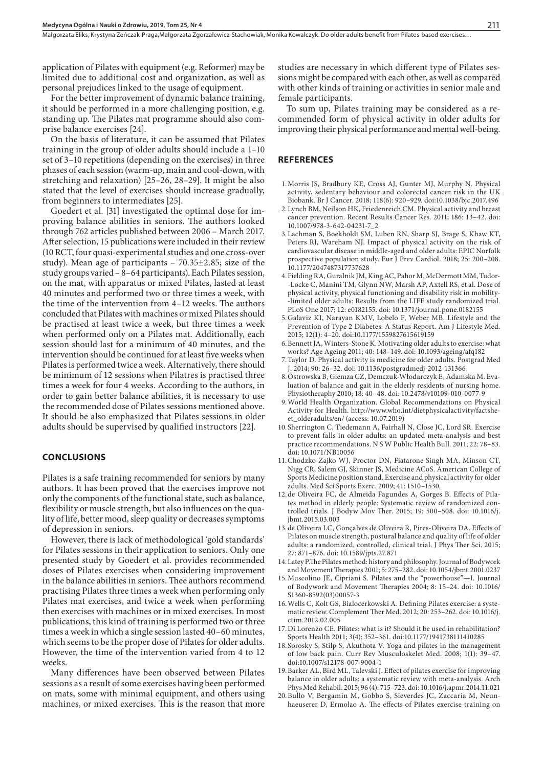application of Pilates with equipment (e.g. Reformer) may be limited due to additional cost and organization, as well as personal prejudices linked to the usage of equipment.

For the better improvement of dynamic balance training, it should be performed in a more challenging position, e.g. standing up. The Pilates mat programme should also comprise balance exercises [24].

On the basis of literature, it can be assumed that Pilates training in the group of older adults should include a 1–10 set of 3–10 repetitions (depending on the exercises) in three phases of each session (warm-up, main and cool-down, with stretching and relaxation) [25–26, 28–29]. It might be also stated that the level of exercises should increase gradually, from beginners to intermediates [25].

Goedert et al. [31] investigated the optimal dose for improving balance abilities in seniors. The authors looked through 762 articles published between 2006 – March 2017. After selection, 15 publications were included in their review (10 RCT, four quasi-experimental studies and one cross-over study). Mean age of participants – 70.35±2.85; size of the study groups varied – 8–64 participants). Each Pilates session, on the mat, with apparatus or mixed Pilates, lasted at least 40 minutes and performed two or three times a week, with the time of the intervention from 4–12 weeks. The authors concluded that Pilates with machines or mixed Pilates should be practised at least twice a week, but three times a week when performed only on a Pilates mat. Additionally, each session should last for a minimum of 40 minutes, and the intervention should be continued for at least five weeks when Pilates is performed twice a week. Alternatively, there should be minimum of 12 sessions when Pilatres is practised three times a week for four 4 weeks. According to the authors, in order to gain better balance abilities, it is necessary to use the recommended dose of Pilates sessions mentioned above. It should be also emphasized that Pilates sessions in older adults should be supervised by qualified instructors [22].

## CONCLUSIONS

Pilates is a safe training recommended for seniors by many authors. It has been proved that the exercises improve not only the components of the functional state, such as balance, flexibility or muscle strength, but also influences on the quality of life, better mood, sleep quality or decreases symptoms of depression in seniors.

However, there is lack of methodological 'gold standards' for Pilates sessions in their application to seniors. Only one presented study by Goedert et al. provides recommended doses of Pilates exercises when considering improvement in the balance abilities in seniors. Thee authors recommend practising Pilates three times a week when performing only Pilates mat exercises, and twice a week when performing then exercises with machines or in mixed exercises. In most publications, this kind of training is performed two or three times a week in which a single session lasted 40–60 minutes, which seems to be the proper dose of Pilates for older adults. However, the time of the intervention varied from 4 to 12 weeks.

Many differences have been observed between Pilates sessions as a result of some exercises having been performed on mats, some with minimal equipment, and others using machines, or mixed exercises. This is the reason that more studies are necessary in which different type of Pilates sessions might be compared with each other, as well as compared with other kinds of training or activities in senior male and female participants.

To sum up, Pilates training may be considered as a recommended form of physical activity in older adults for improving their physical performance and mental well-being.

## REFERENCES

1. Morris JS, Bradbury KE, Cross AJ, Gunter MJ, Murphy N. Physical activity, sedentary behaviour and colorectal cancer risk in the UK Biobank. Br J Cancer. 2018; 118(6): 920–929. doi:10.1038/bjc.2017.496
2. Lynch BM, Neilson HK, Friedenreich CM. Physical activity and breast cancer prevention. Recent Results Cancer Res. 2011; 186: 13–42. doi: 10.1007/978-3-642-04231-7_2
3. Lachman S, Boekholdt SM, Luben RN, Sharp SJ, Brage S, Khaw KT, Peters RJ, Wareham NJ. Impact of physical activity on the risk of cardiovascular disease in middle-aged and older adults: EPIC Norfolk prospective population study. Eur J Prev Cardiol. 2018; 25: 200–208. 10.1177/2047487317737628
4. Fielding RA, Guralnik JM, King AC, Pahor M, McDermott MM, Tudor-Locke C, Manini TM, Glynn NW, Marsh AP, Axtell RS, et al. Dose of physical activity, physical functioning and disability risk in mobility-limited older adults: Results from the LIFE study randomized trial. PLoS One 2017; 12: e0182155. doi: 10.1371/journal.pone.0182155
5. Galaviz KI, Narayan KMV, Lobelo F, Weber MB. Lifestyle and the Prevention of Type 2 Diabetes: A Status Report. Am J Lifestyle Med. 2015; 12(1): 4–20. doi:10.1177/1559827615619159
6. Bennett JA, Winters-Stone K. Motivating older adults to exercise: what works? Age Ageing 2011; 40: 148–149. doi: 10.1093/ageing/afq182
7. Taylor D. Physical activity is medicine for older adults. Postgrad Med J. 2014; 90: 26–32. doi: 10.1136/postgradmedj-2012-131366
8. Ostrowska B, Giemza CZ, Demczuk-Włodarczyk E, Adamska M. Evaluation of balance and gait in the elderly residents of nursing home. Physiotheraphy 2010; 18: 40–48. doi: 10.2478/v10109-010-0077-9
9. World Health Organization. Global Recommendations on Physical Activity for Health. http://www.who.int/dietphysicalactivity/factsheet_olderadults/en/ (access: 10.07.2019)
10. Sherrington C, Tiedemann A, Fairhall N, Close JC, Lord SR. Exercise to prevent falls in older adults: an updated meta-analysis and best practice recommendations. N S W Public Health Bull. 2011; 22: 78–83. doi: 10.1071/NB10056
11. Chodzko-Zajko WJ, Proctor DN, Fiatarone Singh MA, Minson CT, Nigg CR, Salem GJ, Skinner JS, Medicine ACoS. American College of Sports Medicine position stand. Exercise and physical activity for older adults. Med Sci Sports Exerc. 2009; 41: 1510–1530.
12. de Oliveira FC, de Almeida Fagundes A, Gorges B. Effects of Pilates method in elderly people: Systematic review of randomized controlled trials. J Bodyw Mov Ther. 2015; 19: 500–508. doi: 10.1016/j.jbmt.2015.03.003
13. de Oliveira LC, Gonçalves de Oliveira R, Pires-Oliveira DA. Effects of Pilates on muscle strength, postural balance and quality of life of older adults: a randomized, controlled, clinical trial. J Phys Ther Sci. 2015; 27: 871–876. doi: 10.1589/jpts.27.871
14. Latey P.The Pilates method: history and philosophy. Journal of Bodywork and Movement Therapies 2001; 5: 275–282. doi: 10.1054/jbmt.2001.0237
15. Muscolino JE, Cipriani S. Pilates and the "powerhouse"—I. Journal of Bodywork and Movement Therapies 2004; 8: 15–24. doi: 10.1016/S1360-8592(03)00057-3
16. Wells C, Kolt GS, Bialocerkowski A. Defining Pilates exercise: a systematic review. Complement Ther Med. 2012; 20: 253–262. doi: 10.1016/j.ctim.2012.02.005
17. Di Lorenzo CE. Pilates: what is it? Should it be used in rehabilitation? Sports Health 2011; 3(4): 352–361. doi:10.1177/1941738111410285
18. Sorosky S, Stilp S, Akuthota V. Yoga and pilates in the management of low back pain. Curr Rev Musculoskelet Med. 2008; 1(1): 39–47. doi:10.1007/s12178-007-9004-1
19. Barker AL, Bird ML, Talevski J. Effect of pilates exercise for improving balance in older adults: a systematic review with meta-analysis. Arch Phys Med Rehabil. 2015; 96 (4): 715–723. doi: 10.1016/j.apmr.2014.11.021
20. Bullo V, Bergamin M, Gobbo S, Sieverdes JC, Zaccaria M, Neunhaeuserer D, Ermolao A. The effects of Pilates exercise training on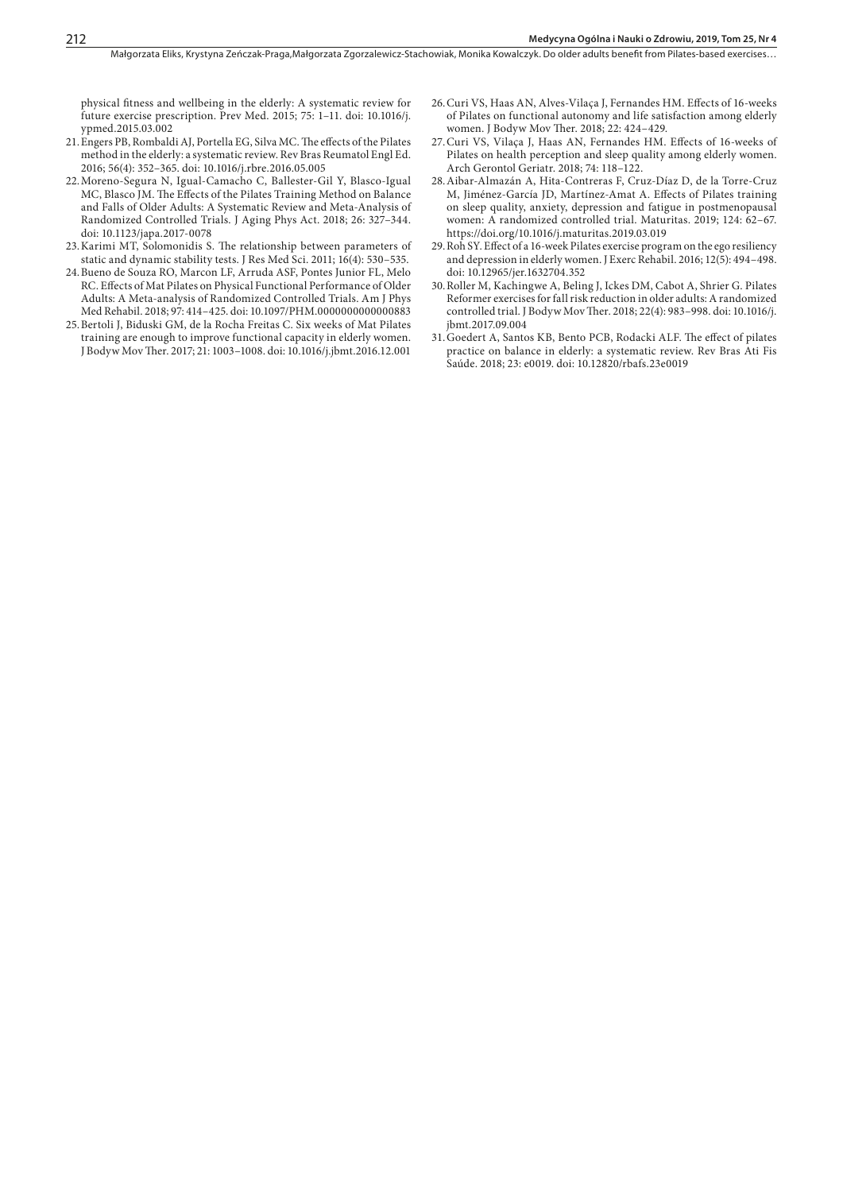physical fitness and wellbeing in the elderly: A systematic review for future exercise prescription. Prev Med. 2015; 75: 1–11. doi: 10.1016/j.ypmed.2015.03.002

21. Engers PB, Rombaldi AJ, Portella EG, Silva MC. The effects of the Pilates method in the elderly: a systematic review. Rev Bras Reumatol Engl Ed. 2016; 56(4): 352–365. doi: 10.1016/j.rbre.2016.05.005
22. Moreno-Segura N, Igual-Camacho C, Ballester-Gil Y, Blasco-Igual MC, Blasco JM. The Effects of the Pilates Training Method on Balance and Falls of Older Adults: A Systematic Review and Meta-Analysis of Randomized Controlled Trials. J Aging Phys Act. 2018; 26: 327–344. doi: 10.1123/japa.2017-0078
23. Karimi MT, Solomonidis S. The relationship between parameters of static and dynamic stability tests. J Res Med Sci. 2011; 16(4): 530–535.
24. Bueno de Souza RO, Marcon LF, Arruda ASF, Pontes Junior FL, Melo RC. Effects of Mat Pilates on Physical Functional Performance of Older Adults: A Meta-analysis of Randomized Controlled Trials. Am J Phys Med Rehabil. 2018; 97: 414–425. doi: 10.1097/PHM.0000000000000883
25. Bertoli J, Biduski GM, de la Rocha Freitas C. Six weeks of Mat Pilates training are enough to improve functional capacity in elderly women. J Bodyw Mov Ther. 2017; 21: 1003–1008. doi: 10.1016/j.jbmt.2016.12.001
26. Curi VS, Haas AN, Alves-Vilaça J, Fernandes HM. Effects of 16-weeks of Pilates on functional autonomy and life satisfaction among elderly women. J Bodyw Mov Ther. 2018; 22: 424–429.
27. Curi VS, Vilaça J, Haas AN, Fernandes HM. Effects of 16-weeks of Pilates on health perception and sleep quality among elderly women. Arch Gerontol Geriatr. 2018; 74: 118–122.
28. Aibar-Almazán A, Hita-Contreras F, Cruz-Díaz D, de la Torre-Cruz M, Jiménez-García JD, Martínez-Amat A. Effects of Pilates training on sleep quality, anxiety, depression and fatigue in postmenopausal women: A randomized controlled trial. Maturitas. 2019; 124: 62–67. https://doi.org/10.1016/j.maturitas.2019.03.019
29. Roh SY. Effect of a 16-week Pilates exercise program on the ego resiliency and depression in elderly women. J Exerc Rehabil. 2016; 12(5): 494–498. doi: 10.12965/jer.1632704.352
30. Roller M, Kachingwe A, Beling J, Ickes DM, Cabot A, Shrier G. Pilates Reformer exercises for fall risk reduction in older adults: A randomized controlled trial. J Bodyw Mov Ther. 2018; 22(4): 983–998. doi: 10.1016/j.jbmt.2017.09.004
31. Goedert A, Santos KB, Bento PCB, Rodacki ALF. The effect of pilates practice on balance in elderly: a systematic review. Rev Bras Ati Fis Saúde. 2018; 23: e0019. doi: 10.12820/rbafs.23e0019